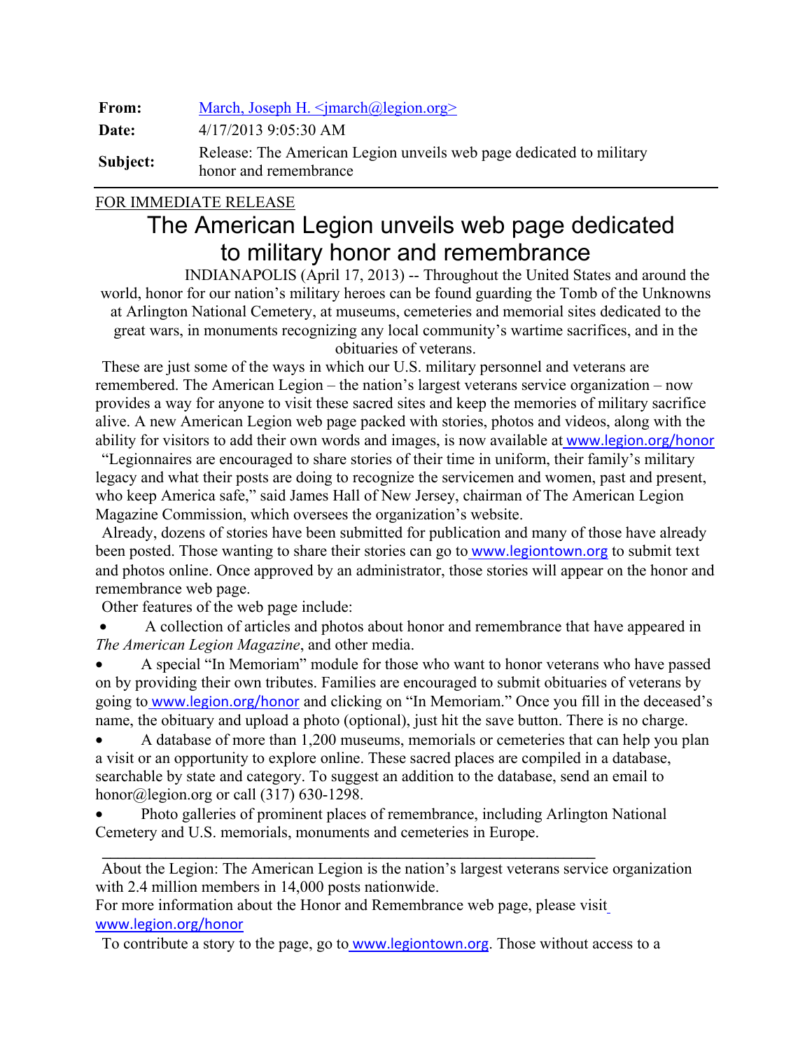**From:** March, Joseph H. <jmarch@legion.org>

**Date:** 4/17/2013 9:05:30 AM

**Subject:** Release: The American Legion unveils web page dedicated to military honor and remembrance

---

FOR IMMEDIATE RELEASE

# The American Legion unveils web page dedicated to military honor and remembrance

INDIANAPOLIS (April 17, 2013) -- Throughout the United States and around the world, honor for our nation's military heroes can be found guarding the Tomb of the Unknowns at Arlington National Cemetery, at museums, cemeteries and memorial sites dedicated to the great wars, in monuments recognizing any local community's wartime sacrifices, and in the obituaries of veterans.

These are just some of the ways in which our U.S. military personnel and veterans are remembered. The American Legion – the nation's largest veterans service organization – now provides a way for anyone to visit these sacred sites and keep the memories of military sacrifice alive. A new American Legion web page packed with stories, photos and videos, along with the ability for visitors to add their own words and images, is now available at www.legion.org/honor

"Legionnaires are encouraged to share stories of their time in uniform, their family's military legacy and what their posts are doing to recognize the servicemen and women, past and present, who keep America safe," said James Hall of New Jersey, chairman of The American Legion Magazine Commission, which oversees the organization's website.

Already, dozens of stories have been submitted for publication and many of those have already been posted. Those wanting to share their stories can go to www.legiontown.org to submit text and photos online. Once approved by an administrator, those stories will appear on the honor and remembrance web page.

Other features of the web page include:

- A collection of articles and photos about honor and remembrance that have appeared in *The American Legion Magazine*, and other media.
- A special "In Memoriam" module for those who want to honor veterans who have passed on by providing their own tributes. Families are encouraged to submit obituaries of veterans by going to www.legion.org/honor and clicking on "In Memoriam." Once you fill in the deceased's name, the obituary and upload a photo (optional), just hit the save button. There is no charge.
- A database of more than 1,200 museums, memorials or cemeteries that can help you plan a visit or an opportunity to explore online. These sacred places are compiled in a database, searchable by state and category. To suggest an addition to the database, send an email to honor@legion.org or call (317) 630-1298.
- Photo galleries of prominent places of remembrance, including Arlington National Cemetery and U.S. memorials, monuments and cemeteries in Europe.

---

About the Legion: The American Legion is the nation's largest veterans service organization with 2.4 million members in 14,000 posts nationwide.

For more information about the Honor and Remembrance web page, please visit www.legion.org/honor

To contribute a story to the page, go to www.legiontown.org. Those without access to a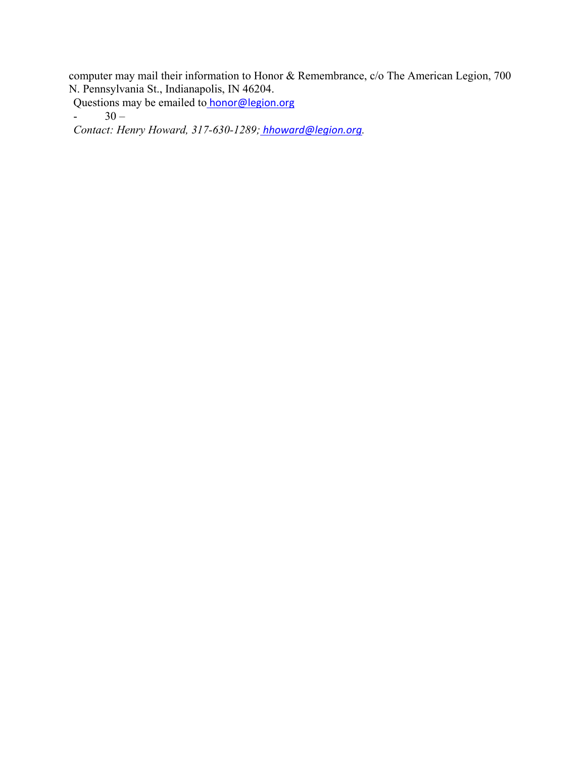computer may mail their information to Honor & Remembrance, c/o The American Legion, 700 N. Pennsylvania St., Indianapolis, IN 46204.

Questions may be emailed to honor@legion.org

- 30 –

*Contact: Henry Howard, 317-630-1289; hhoward@legion.org.*